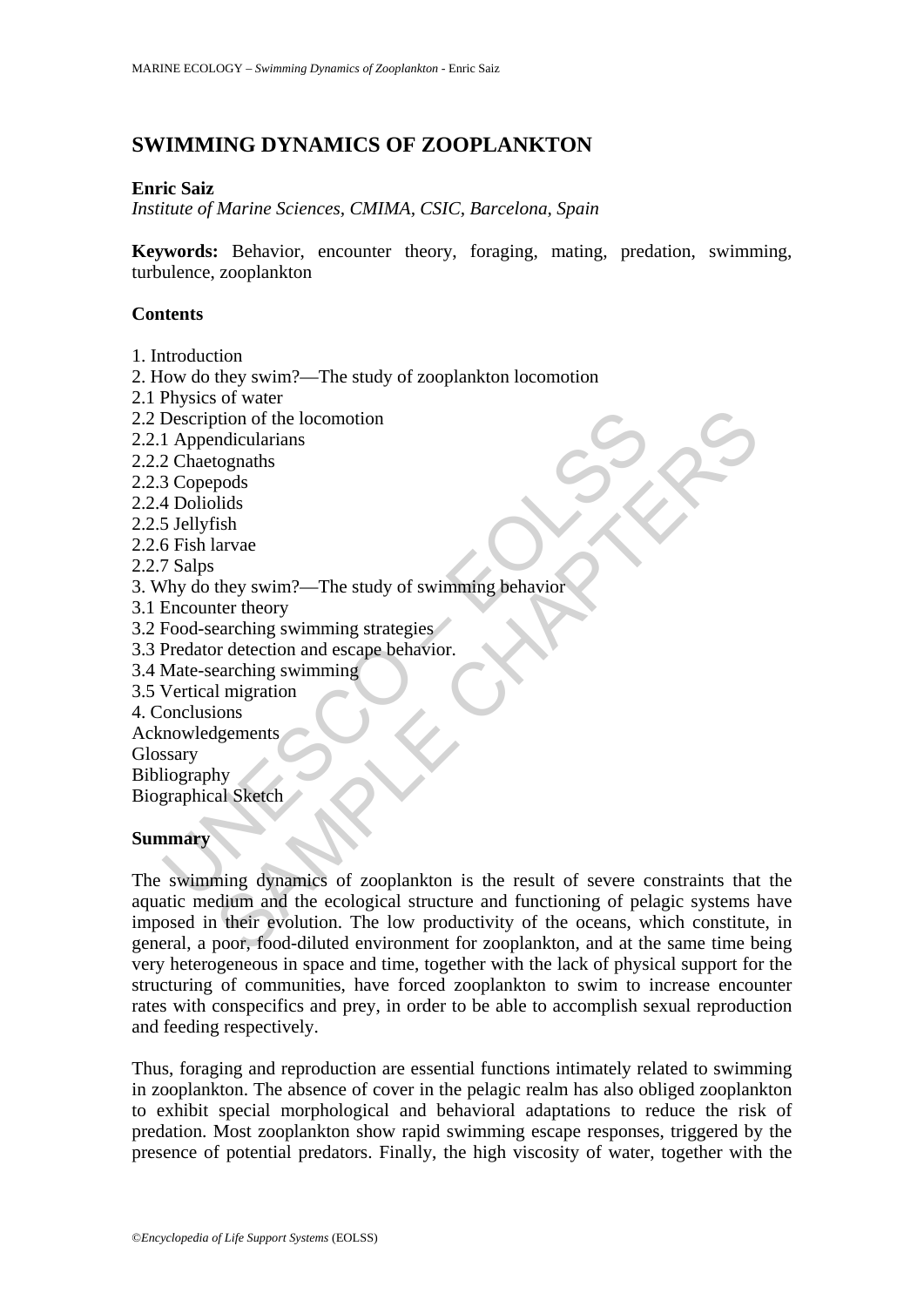# SWIMMING DYNAMICS OF ZOOPLANKTON

**Enric Saiz**

*Institute of Marine Sciences, CMIMA, CSIC, Barcelona, Spain*

**Keywords:** Behavior, encounter theory, foraging, mating, predation, swimming, turbulence, zooplankton

## Contents

1. Introduction
2. How do they swim?—The study of zooplankton locomotion
2.1 Physics of water
2.2 Description of the locomotion
2.2.1 Appendicularians
2.2.2 Chaetognaths
2.2.3 Copepods
2.2.4 Doliolids
2.2.5 Jellyfish
2.2.6 Fish larvae
2.2.7 Salps
3. Why do they swim?—The study of swimming behavior
3.1 Encounter theory
3.2 Food-searching swimming strategies
3.3 Predator detection and escape behavior.
3.4 Mate-searching swimming
3.5 Vertical migration
4. Conclusions

Acknowledgements
Glossary
Bibliography
Biographical Sketch

## Summary

The swimming dynamics of zooplankton is the result of severe constraints that the aquatic medium and the ecological structure and functioning of pelagic systems have imposed in their evolution. The low productivity of the oceans, which constitute, in general, a poor, food-diluted environment for zooplankton, and at the same time being very heterogeneous in space and time, together with the lack of physical support for the structuring of communities, have forced zooplankton to swim to increase encounter rates with conspecifics and prey, in order to be able to accomplish sexual reproduction and feeding respectively.

Thus, foraging and reproduction are essential functions intimately related to swimming in zooplankton. The absence of cover in the pelagic realm has also obliged zooplankton to exhibit special morphological and behavioral adaptations to reduce the risk of predation. Most zooplankton show rapid swimming escape responses, triggered by the presence of potential predators. Finally, the high viscosity of water, together with the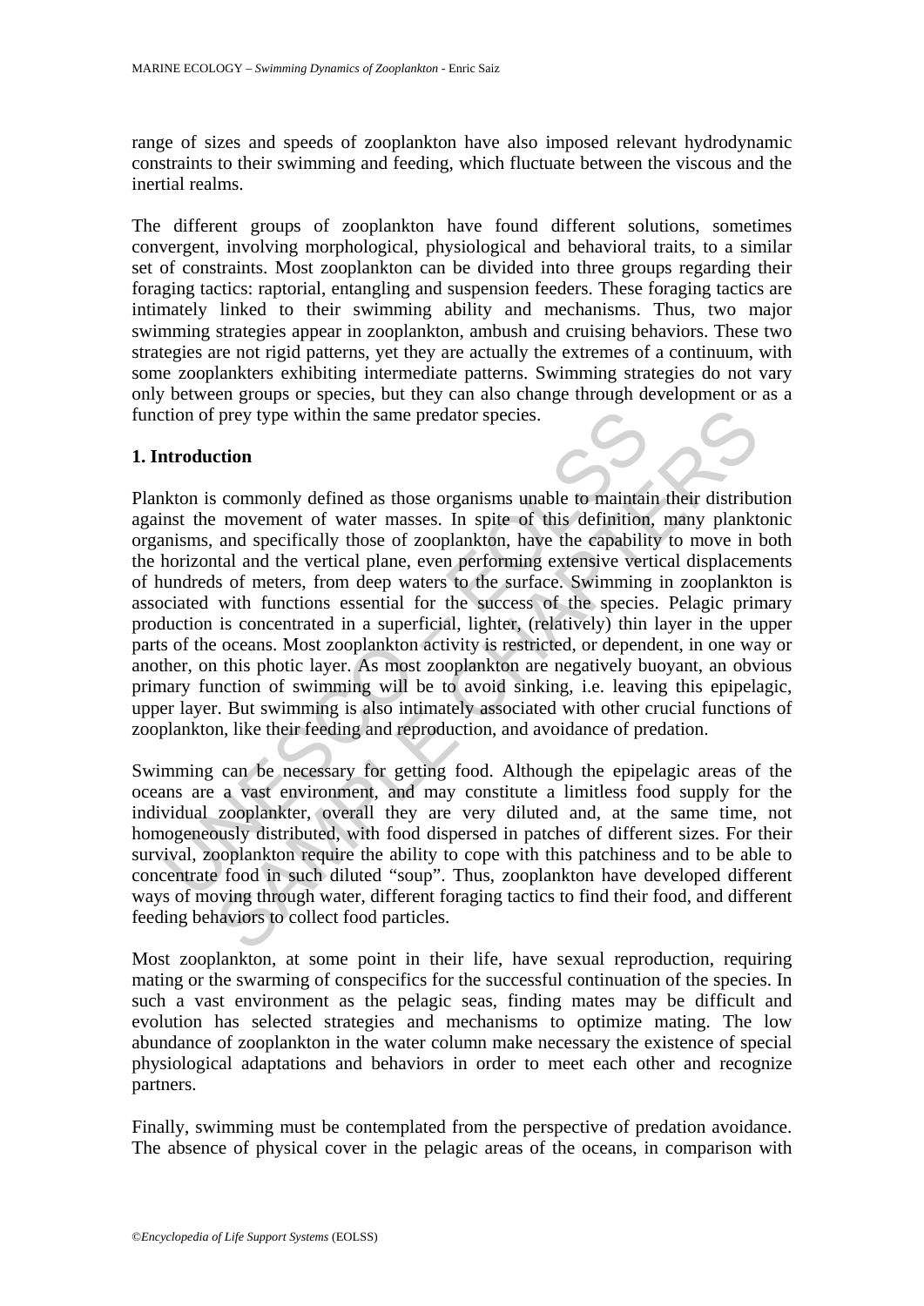range of sizes and speeds of zooplankton have also imposed relevant hydrodynamic constraints to their swimming and feeding, which fluctuate between the viscous and the inertial realms.

The different groups of zooplankton have found different solutions, sometimes convergent, involving morphological, physiological and behavioral traits, to a similar set of constraints. Most zooplankton can be divided into three groups regarding their foraging tactics: raptorial, entangling and suspension feeders. These foraging tactics are intimately linked to their swimming ability and mechanisms. Thus, two major swimming strategies appear in zooplankton, ambush and cruising behaviors. These two strategies are not rigid patterns, yet they are actually the extremes of a continuum, with some zooplankters exhibiting intermediate patterns. Swimming strategies do not vary only between groups or species, but they can also change through development or as a function of prey type within the same predator species.

## 1. Introduction

Plankton is commonly defined as those organisms unable to maintain their distribution against the movement of water masses. In spite of this definition, many planktonic organisms, and specifically those of zooplankton, have the capability to move in both the horizontal and the vertical plane, even performing extensive vertical displacements of hundreds of meters, from deep waters to the surface. Swimming in zooplankton is associated with functions essential for the success of the species. Pelagic primary production is concentrated in a superficial, lighter, (relatively) thin layer in the upper parts of the oceans. Most zooplankton activity is restricted, or dependent, in one way or another, on this photic layer. As most zooplankton are negatively buoyant, an obvious primary function of swimming will be to avoid sinking, i.e. leaving this epipelagic, upper layer. But swimming is also intimately associated with other crucial functions of zooplankton, like their feeding and reproduction, and avoidance of predation.

Swimming can be necessary for getting food. Although the epipelagic areas of the oceans are a vast environment, and may constitute a limitless food supply for the individual zooplankter, overall they are very diluted and, at the same time, not homogeneously distributed, with food dispersed in patches of different sizes. For their survival, zooplankton require the ability to cope with this patchiness and to be able to concentrate food in such diluted "soup". Thus, zooplankton have developed different ways of moving through water, different foraging tactics to find their food, and different feeding behaviors to collect food particles.

Most zooplankton, at some point in their life, have sexual reproduction, requiring mating or the swarming of conspecifics for the successful continuation of the species. In such a vast environment as the pelagic seas, finding mates may be difficult and evolution has selected strategies and mechanisms to optimize mating. The low abundance of zooplankton in the water column make necessary the existence of special physiological adaptations and behaviors in order to meet each other and recognize partners.

Finally, swimming must be contemplated from the perspective of predation avoidance. The absence of physical cover in the pelagic areas of the oceans, in comparison with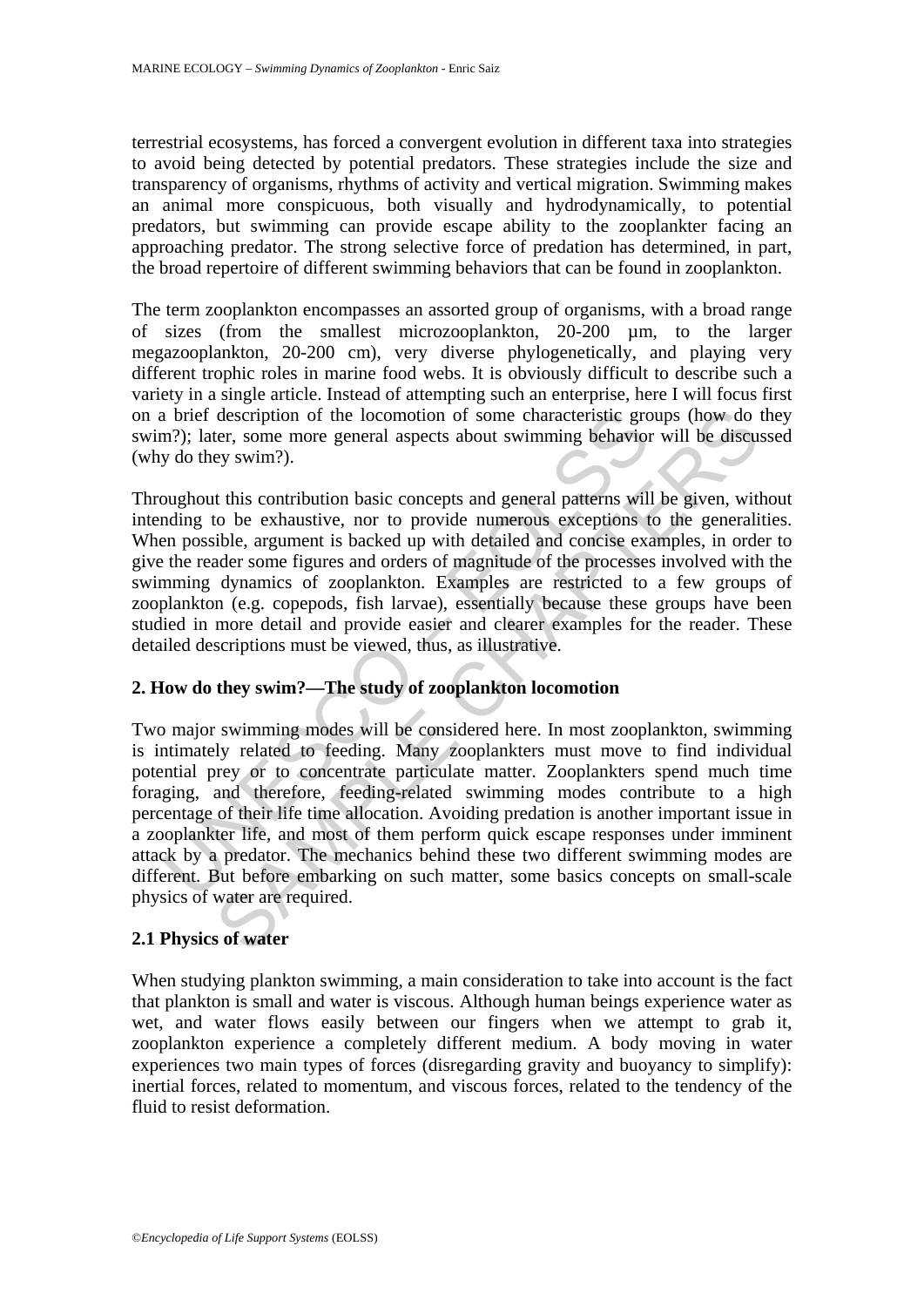terrestrial ecosystems, has forced a convergent evolution in different taxa into strategies to avoid being detected by potential predators. These strategies include the size and transparency of organisms, rhythms of activity and vertical migration. Swimming makes an animal more conspicuous, both visually and hydrodynamically, to potential predators, but swimming can provide escape ability to the zooplankter facing an approaching predator. The strong selective force of predation has determined, in part, the broad repertoire of different swimming behaviors that can be found in zooplankton.

The term zooplankton encompasses an assorted group of organisms, with a broad range of sizes (from the smallest microzooplankton, 20-200 µm, to the larger megazooplankton, 20-200 cm), very diverse phylogenetically, and playing very different trophic roles in marine food webs. It is obviously difficult to describe such a variety in a single article. Instead of attempting such an enterprise, here I will focus first on a brief description of the locomotion of some characteristic groups (how do they swim?); later, some more general aspects about swimming behavior will be discussed (why do they swim?).

Throughout this contribution basic concepts and general patterns will be given, without intending to be exhaustive, nor to provide numerous exceptions to the generalities. When possible, argument is backed up with detailed and concise examples, in order to give the reader some figures and orders of magnitude of the processes involved with the swimming dynamics of zooplankton. Examples are restricted to a few groups of zooplankton (e.g. copepods, fish larvae), essentially because these groups have been studied in more detail and provide easier and clearer examples for the reader. These detailed descriptions must be viewed, thus, as illustrative.

## 2. How do they swim?—The study of zooplankton locomotion

Two major swimming modes will be considered here. In most zooplankton, swimming is intimately related to feeding. Many zooplankters must move to find individual potential prey or to concentrate particulate matter. Zooplankters spend much time foraging, and therefore, feeding-related swimming modes contribute to a high percentage of their life time allocation. Avoiding predation is another important issue in a zooplankter life, and most of them perform quick escape responses under imminent attack by a predator. The mechanics behind these two different swimming modes are different. But before embarking on such matter, some basics concepts on small-scale physics of water are required.

### 2.1 Physics of water

When studying plankton swimming, a main consideration to take into account is the fact that plankton is small and water is viscous. Although human beings experience water as wet, and water flows easily between our fingers when we attempt to grab it, zooplankton experience a completely different medium. A body moving in water experiences two main types of forces (disregarding gravity and buoyancy to simplify): inertial forces, related to momentum, and viscous forces, related to the tendency of the fluid to resist deformation.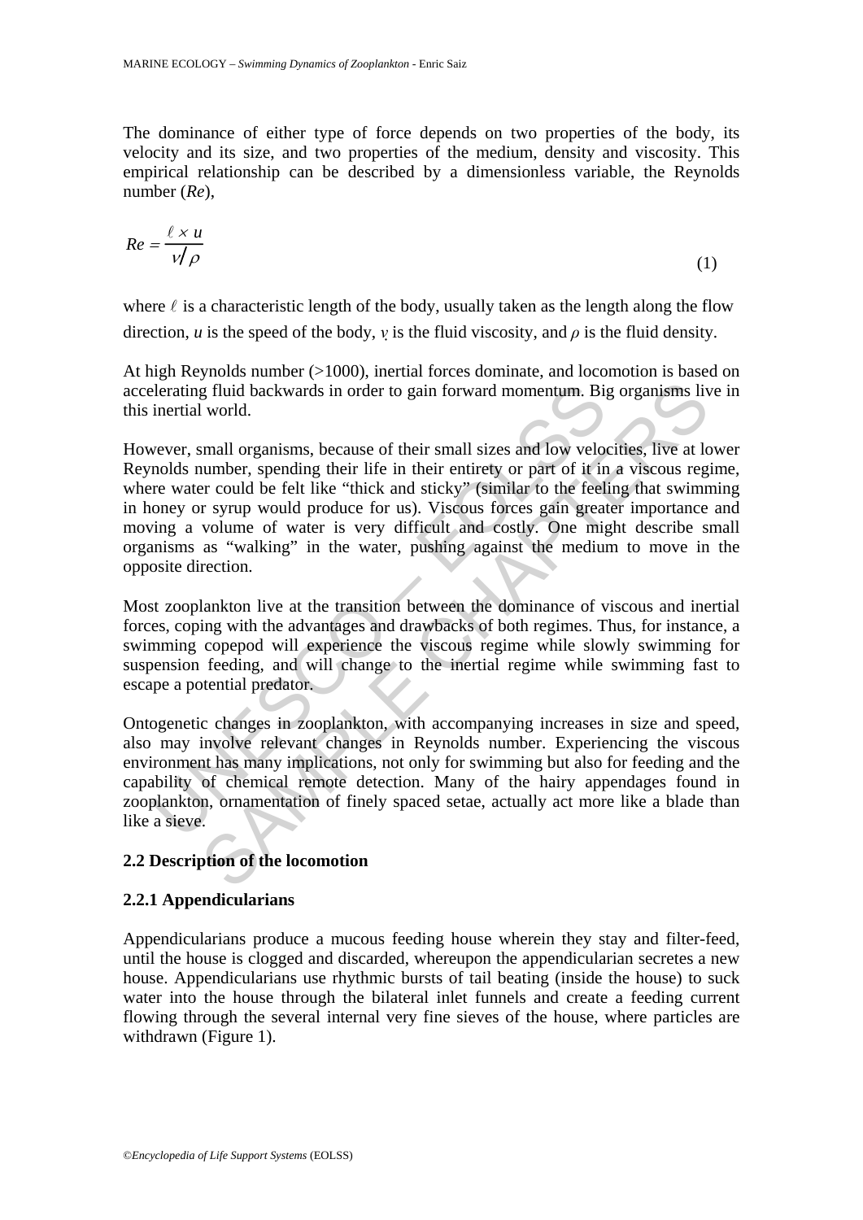The dominance of either type of force depends on two properties of the body, its velocity and its size, and two properties of the medium, density and viscosity. This empirical relationship can be described by a dimensionless variable, the Reynolds number (*Re*),

$$Re = \frac{\ell \times u}{v/\rho} \tag{1}$$

where $\ell$ is a characteristic length of the body, usually taken as the length along the flow direction, $u$ is the speed of the body, $v$ is the fluid viscosity, and $\rho$ is the fluid density.

At high Reynolds number (>1000), inertial forces dominate, and locomotion is based on accelerating fluid backwards in order to gain forward momentum. Big organisms live in this inertial world.

However, small organisms, because of their small sizes and low velocities, live at lower Reynolds number, spending their life in their entirety or part of it in a viscous regime, where water could be felt like "thick and sticky" (similar to the feeling that swimming in honey or syrup would produce for us). Viscous forces gain greater importance and moving a volume of water is very difficult and costly. One might describe small organisms as "walking" in the water, pushing against the medium to move in the opposite direction.

Most zooplankton live at the transition between the dominance of viscous and inertial forces, coping with the advantages and drawbacks of both regimes. Thus, for instance, a swimming copepod will experience the viscous regime while slowly swimming for suspension feeding, and will change to the inertial regime while swimming fast to escape a potential predator.

Ontogenetic changes in zooplankton, with accompanying increases in size and speed, also may involve relevant changes in Reynolds number. Experiencing the viscous environment has many implications, not only for swimming but also for feeding and the capability of chemical remote detection. Many of the hairy appendages found in zooplankton, ornamentation of finely spaced setae, actually act more like a blade than like a sieve.

## 2.2 Description of the locomotion

### 2.2.1 Appendicularians

Appendicularians produce a mucous feeding house wherein they stay and filter-feed, until the house is clogged and discarded, whereupon the appendicularian secretes a new house. Appendicularians use rhythmic bursts of tail beating (inside the house) to suck water into the house through the bilateral inlet funnels and create a feeding current flowing through the several internal very fine sieves of the house, where particles are withdrawn (Figure 1).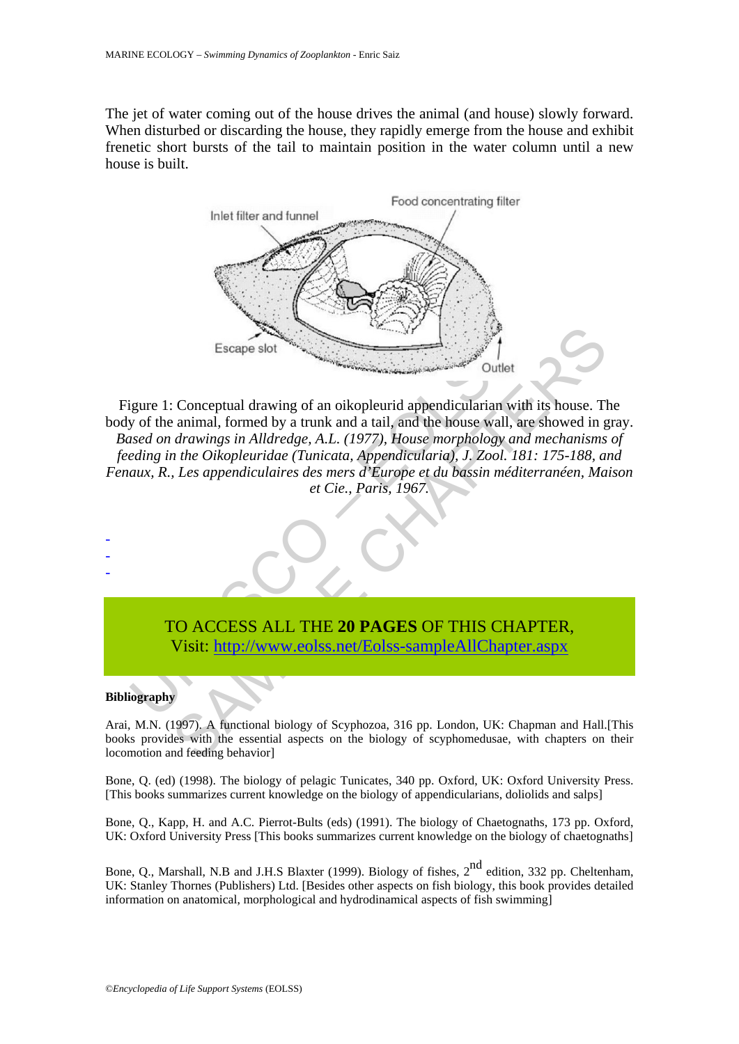The jet of water coming out of the house drives the animal (and house) slowly forward. When disturbed or discarding the house, they rapidly emerge from the house and exhibit frenetic short bursts of the tail to maintain position in the water column until a new house is built.

Figure 1: Conceptual drawing of an oikopleurid appendicularian with its house. The body of the animal, formed by a trunk and a tail, and the house wall, are showed in gray. *Based on drawings in Alldredge, A.L. (1977), House morphology and mechanisms of feeding in the Oikopleuridae (Tunicata, Appendicularia), J. Zool. 181: 175-188, and Fenaux, R., Les appendiculaires des mers d'Europe et du bassin méditerranéen, Maison et Cie., Paris, 1967.*

-
-
-

TO ACCESS ALL THE **20 PAGES** OF THIS CHAPTER,
Visit: http://www.eolss.net/Eolss-sampleAllChapter.aspx

**Bibliography**

Arai, M.N. (1997). A functional biology of Scyphozoa, 316 pp. London, UK: Chapman and Hall.[This books provides with the essential aspects on the biology of scyphomedusae, with chapters on their locomotion and feeding behavior]

Bone, Q. (ed) (1998). The biology of pelagic Tunicates, 340 pp. Oxford, UK: Oxford University Press. [This books summarizes current knowledge on the biology of appendicularians, doliolids and salps]

Bone, Q., Kapp, H. and A.C. Pierrot-Bults (eds) (1991). The biology of Chaetognaths, 173 pp. Oxford, UK: Oxford University Press [This books summarizes current knowledge on the biology of chaetognaths]

Bone, Q., Marshall, N.B and J.H.S Blaxter (1999). Biology of fishes, 2nd edition, 332 pp. Cheltenham, UK: Stanley Thornes (Publishers) Ltd. [Besides other aspects on fish biology, this book provides detailed information on anatomical, morphological and hydrodinamical aspects of fish swimming]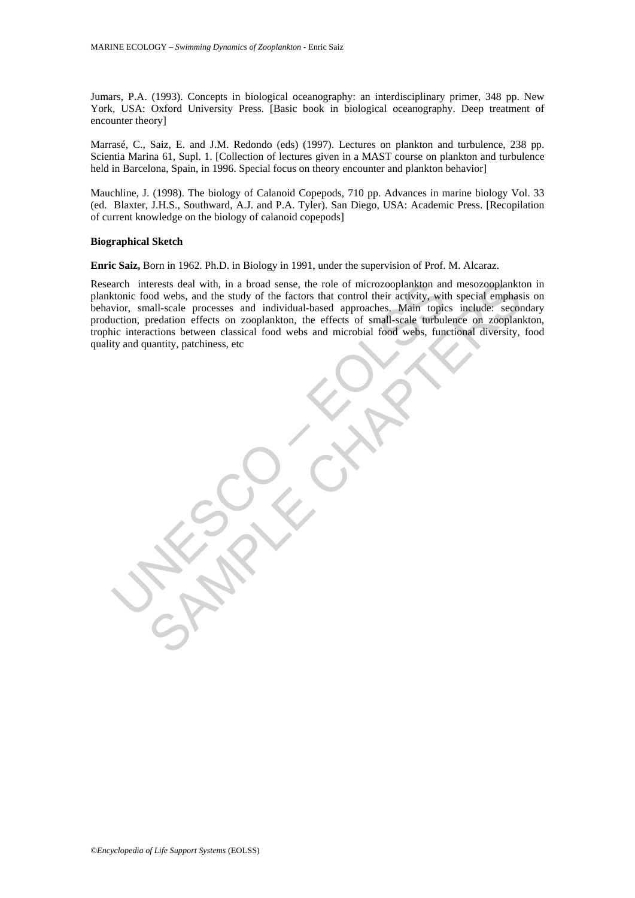Jumars, P.A. (1993). Concepts in biological oceanography: an interdisciplinary primer, 348 pp. New York, USA: Oxford University Press. [Basic book in biological oceanography. Deep treatment of encounter theory]

Marrasé, C., Saiz, E. and J.M. Redondo (eds) (1997). Lectures on plankton and turbulence, 238 pp. Scientia Marina 61, Supl. 1. [Collection of lectures given in a MAST course on plankton and turbulence held in Barcelona, Spain, in 1996. Special focus on theory encounter and plankton behavior]

Mauchline, J. (1998). The biology of Calanoid Copepods, 710 pp. Advances in marine biology Vol. 33 (ed. Blaxter, J.H.S., Southward, A.J. and P.A. Tyler). San Diego, USA: Academic Press. [Recopilation of current knowledge on the biology of calanoid copepods]

**Biographical Sketch**

**Enric Saiz,** Born in 1962. Ph.D. in Biology in 1991, under the supervision of Prof. M. Alcaraz.

Research interests deal with, in a broad sense, the role of microzooplankton and mesozooplankton in planktonic food webs, and the study of the factors that control their activity, with special emphasis on behavior, small-scale processes and individual-based approaches. Main topics include: secondary production, predation effects on zooplankton, the effects of small-scale turbulence on zooplankton, trophic interactions between classical food webs and microbial food webs, functional diversity, food quality and quantity, patchiness, etc